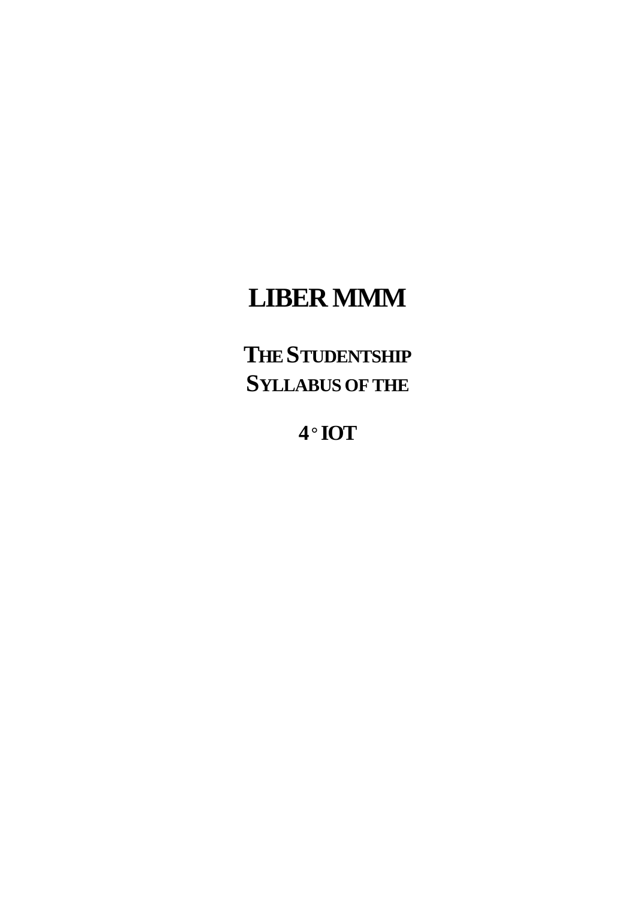# LIBER MMM

## THE STUDENTSHIP SYLLABUS OF THE

## 4° IOT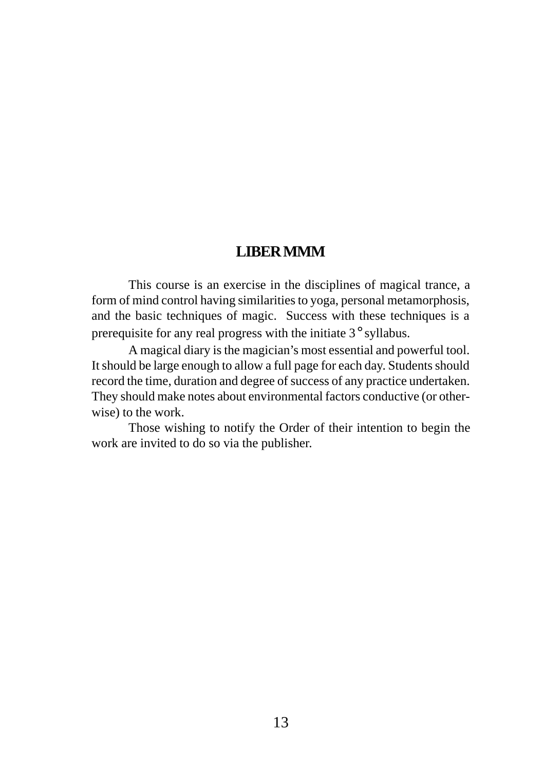## LIBER MMM

This course is an exercise in the disciplines of magical trance, a form of mind control having similarities to yoga, personal metamorphosis, and the basic techniques of magic. Success with these techniques is a prerequisite for any real progress with the initiate 3° syllabus.

A magical diary is the magician's most essential and powerful tool. It should be large enough to allow a full page for each day. Students should record the time, duration and degree of success of any practice undertaken. They should make notes about environmental factors conductive (or otherwise) to the work.

Those wishing to notify the Order of their intention to begin the work are invited to do so via the publisher.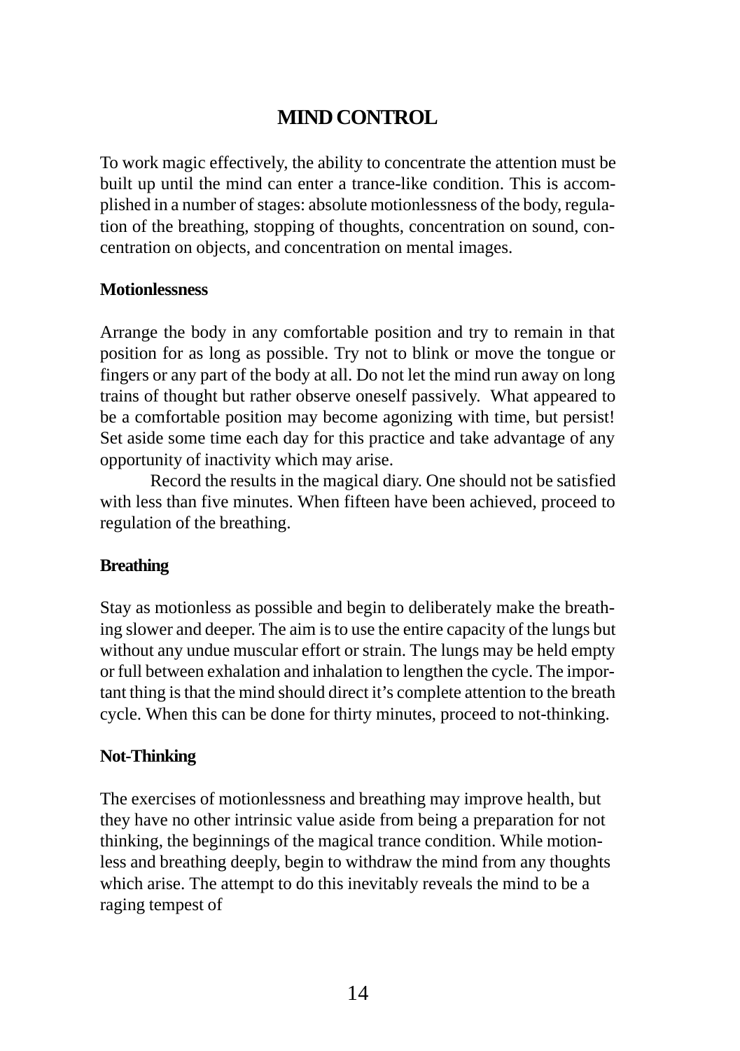# MIND CONTROL

To work magic effectively, the ability to concentrate the attention must be built up until the mind can enter a trance-like condition. This is accomplished in a number of stages: absolute motionlessness of the body, regulation of the breathing, stopping of thoughts, concentration on sound, concentration on objects, and concentration on mental images.

## Motionlessness

Arrange the body in any comfortable position and try to remain in that position for as long as possible. Try not to blink or move the tongue or fingers or any part of the body at all. Do not let the mind run away on long trains of thought but rather observe oneself passively. What appeared to be a comfortable position may become agonizing with time, but persist! Set aside some time each day for this practice and take advantage of any opportunity of inactivity which may arise.

Record the results in the magical diary. One should not be satisfied with less than five minutes. When fifteen have been achieved, proceed to regulation of the breathing.

## Breathing

Stay as motionless as possible and begin to deliberately make the breathing slower and deeper. The aim is to use the entire capacity of the lungs but without any undue muscular effort or strain. The lungs may be held empty or full between exhalation and inhalation to lengthen the cycle. The important thing is that the mind should direct it's complete attention to the breath cycle. When this can be done for thirty minutes, proceed to not-thinking.

## Not-Thinking

The exercises of motionlessness and breathing may improve health, but they have no other intrinsic value aside from being a preparation for not thinking, the beginnings of the magical trance condition. While motionless and breathing deeply, begin to withdraw the mind from any thoughts which arise. The attempt to do this inevitably reveals the mind to be a raging tempest of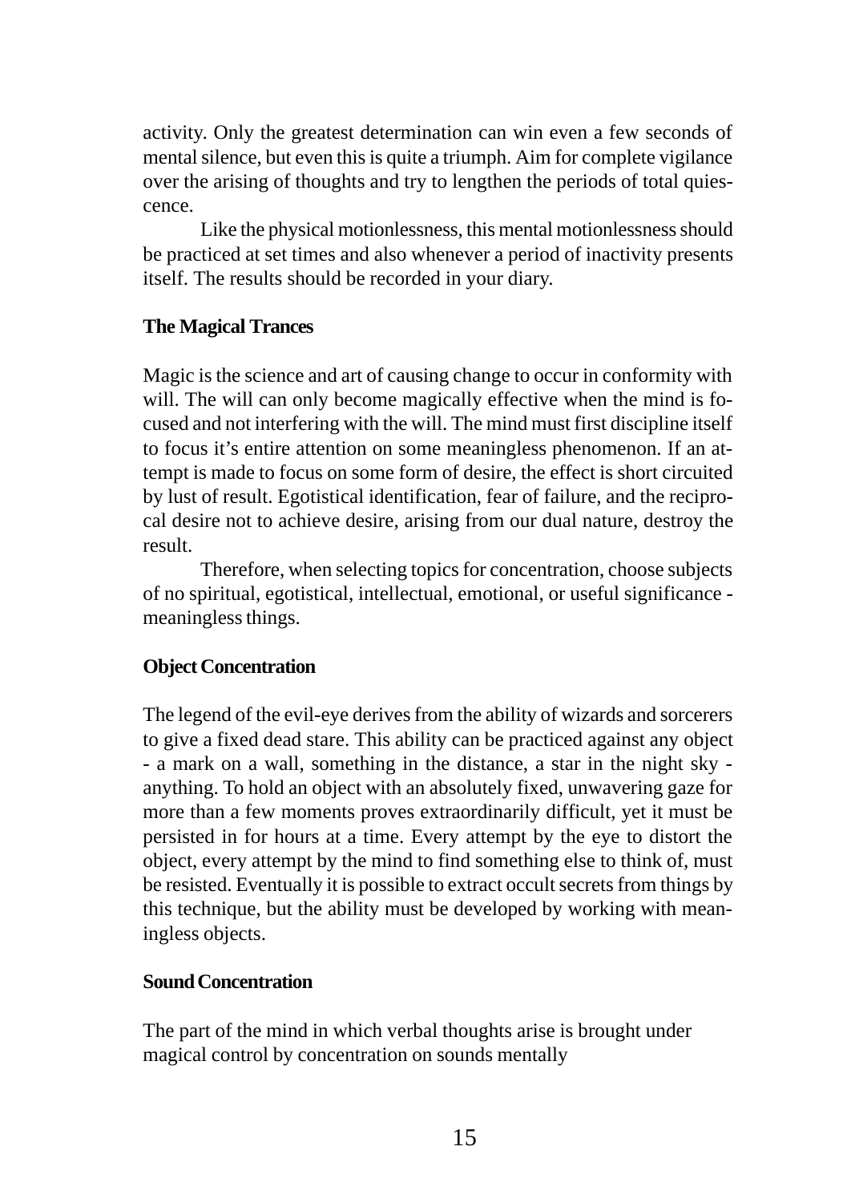activity. Only the greatest determination can win even a few seconds of mental silence, but even this is quite a triumph. Aim for complete vigilance over the arising of thoughts and try to lengthen the periods of total quiescence.

Like the physical motionlessness, this mental motionlessness should be practiced at set times and also whenever a period of inactivity presents itself. The results should be recorded in your diary.

**The Magical Trances**

Magic is the science and art of causing change to occur in conformity with will. The will can only become magically effective when the mind is focused and not interfering with the will. The mind must first discipline itself to focus it's entire attention on some meaningless phenomenon. If an attempt is made to focus on some form of desire, the effect is short circuited by lust of result. Egotistical identification, fear of failure, and the reciprocal desire not to achieve desire, arising from our dual nature, destroy the result.

Therefore, when selecting topics for concentration, choose subjects of no spiritual, egotistical, intellectual, emotional, or useful significance - meaningless things.

**Object Concentration**

The legend of the evil-eye derives from the ability of wizards and sorcerers to give a fixed dead stare. This ability can be practiced against any object - a mark on a wall, something in the distance, a star in the night sky - anything. To hold an object with an absolutely fixed, unwavering gaze for more than a few moments proves extraordinarily difficult, yet it must be persisted in for hours at a time. Every attempt by the eye to distort the object, every attempt by the mind to find something else to think of, must be resisted. Eventually it is possible to extract occult secrets from things by this technique, but the ability must be developed by working with meaningless objects.

**Sound Concentration**

The part of the mind in which verbal thoughts arise is brought under magical control by concentration on sounds mentally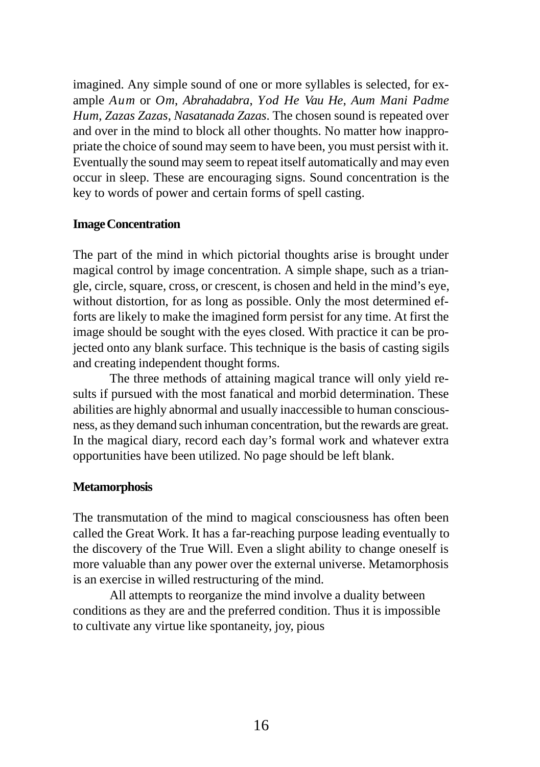imagined. Any simple sound of one or more syllables is selected, for example *Aum* or *Om*, *Abrahadabra*, *Yod He Vau He*, *Aum Mani Padme Hum, Zazas Zazas, Nasatanada Zazas*. The chosen sound is repeated over and over in the mind to block all other thoughts. No matter how inappropriate the choice of sound may seem to have been, you must persist with it. Eventually the sound may seem to repeat itself automatically and may even occur in sleep. These are encouraging signs. Sound concentration is the key to words of power and certain forms of spell casting.

**Image Concentration**

The part of the mind in which pictorial thoughts arise is brought under magical control by image concentration. A simple shape, such as a triangle, circle, square, cross, or crescent, is chosen and held in the mind's eye, without distortion, for as long as possible. Only the most determined efforts are likely to make the imagined form persist for any time. At first the image should be sought with the eyes closed. With practice it can be projected onto any blank surface. This technique is the basis of casting sigils and creating independent thought forms.

The three methods of attaining magical trance will only yield results if pursued with the most fanatical and morbid determination. These abilities are highly abnormal and usually inaccessible to human consciousness, as they demand such inhuman concentration, but the rewards are great. In the magical diary, record each day's formal work and whatever extra opportunities have been utilized. No page should be left blank.

**Metamorphosis**

The transmutation of the mind to magical consciousness has often been called the Great Work. It has a far-reaching purpose leading eventually to the discovery of the True Will. Even a slight ability to change oneself is more valuable than any power over the external universe. Metamorphosis is an exercise in willed restructuring of the mind.

All attempts to reorganize the mind involve a duality between conditions as they are and the preferred condition. Thus it is impossible to cultivate any virtue like spontaneity, joy, pious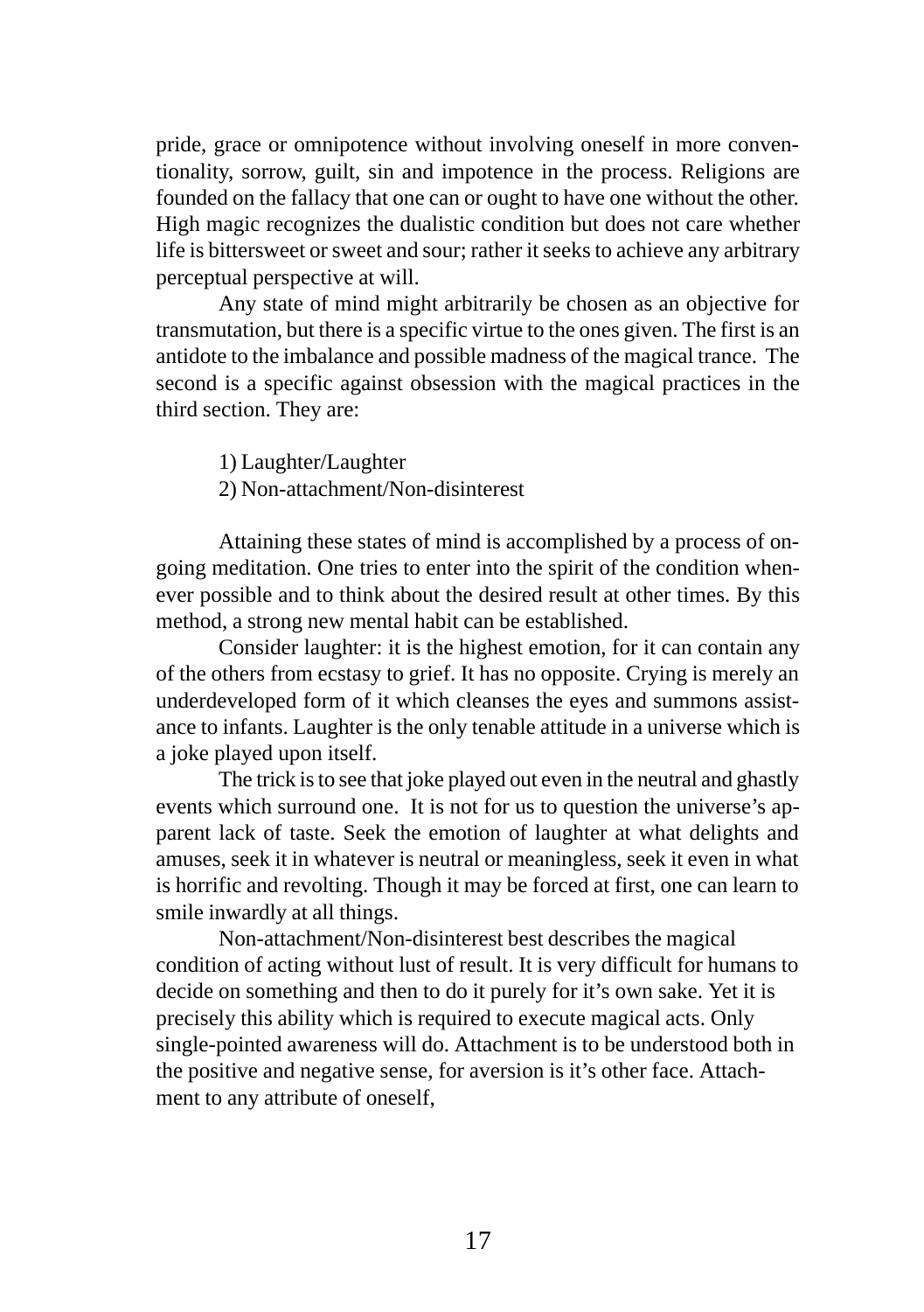pride, grace or omnipotence without involving oneself in more conventionality, sorrow, guilt, sin and impotence in the process. Religions are founded on the fallacy that one can or ought to have one without the other. High magic recognizes the dualistic condition but does not care whether life is bittersweet or sweet and sour; rather it seeks to achieve any arbitrary perceptual perspective at will.

Any state of mind might arbitrarily be chosen as an objective for transmutation, but there is a specific virtue to the ones given. The first is an antidote to the imbalance and possible madness of the magical trance. The second is a specific against obsession with the magical practices in the third section. They are:

1) Laughter/Laughter
2) Non-attachment/Non-disinterest

Attaining these states of mind is accomplished by a process of ongoing meditation. One tries to enter into the spirit of the condition whenever possible and to think about the desired result at other times. By this method, a strong new mental habit can be established.

Consider laughter: it is the highest emotion, for it can contain any of the others from ecstasy to grief. It has no opposite. Crying is merely an underdeveloped form of it which cleanses the eyes and summons assistance to infants. Laughter is the only tenable attitude in a universe which is a joke played upon itself.

The trick is to see that joke played out even in the neutral and ghastly events which surround one. It is not for us to question the universe's apparent lack of taste. Seek the emotion of laughter at what delights and amuses, seek it in whatever is neutral or meaningless, seek it even in what is horrific and revolting. Though it may be forced at first, one can learn to smile inwardly at all things.

Non-attachment/Non-disinterest best describes the magical condition of acting without lust of result. It is very difficult for humans to decide on something and then to do it purely for it's own sake. Yet it is precisely this ability which is required to execute magical acts. Only single-pointed awareness will do. Attachment is to be understood both in the positive and negative sense, for aversion is it's other face. Attachment to any attribute of oneself,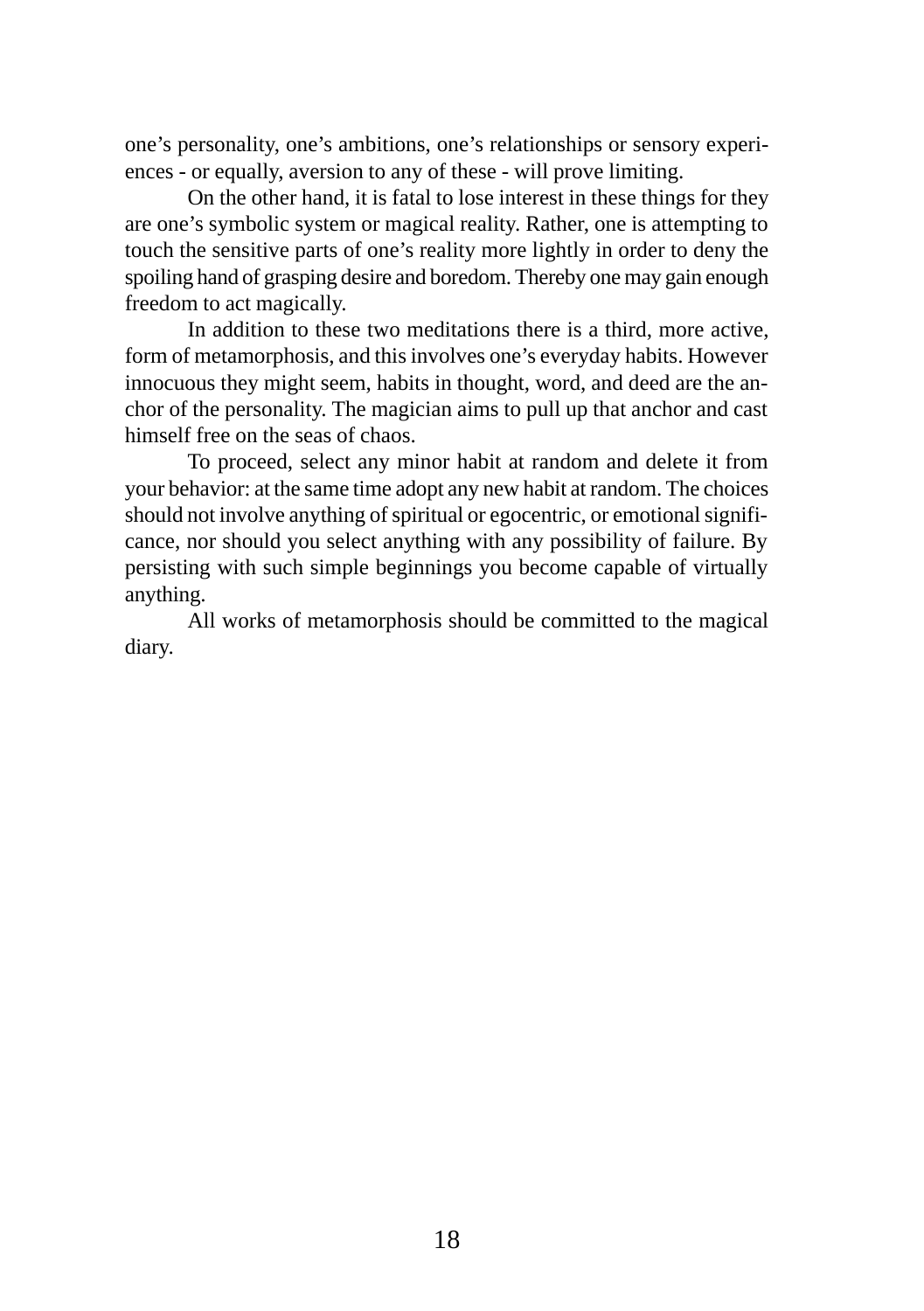one's personality, one's ambitions, one's relationships or sensory experiences - or equally, aversion to any of these - will prove limiting.

On the other hand, it is fatal to lose interest in these things for they are one's symbolic system or magical reality. Rather, one is attempting to touch the sensitive parts of one's reality more lightly in order to deny the spoiling hand of grasping desire and boredom. Thereby one may gain enough freedom to act magically.

In addition to these two meditations there is a third, more active, form of metamorphosis, and this involves one's everyday habits. However innocuous they might seem, habits in thought, word, and deed are the anchor of the personality. The magician aims to pull up that anchor and cast himself free on the seas of chaos.

To proceed, select any minor habit at random and delete it from your behavior: at the same time adopt any new habit at random. The choices should not involve anything of spiritual or egocentric, or emotional significance, nor should you select anything with any possibility of failure. By persisting with such simple beginnings you become capable of virtually anything.

All works of metamorphosis should be committed to the magical diary.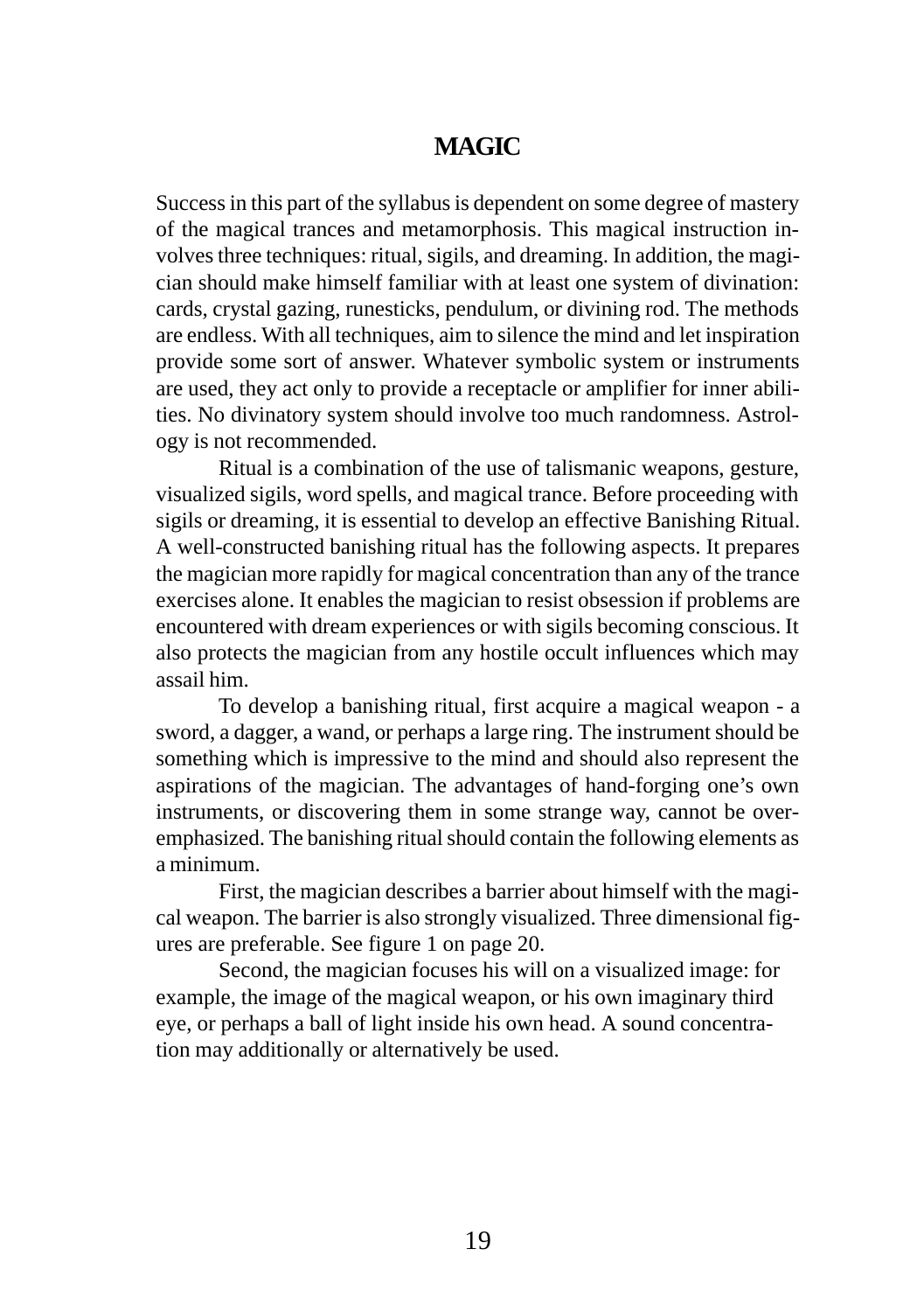# MAGIC

Success in this part of the syllabus is dependent on some degree of mastery of the magical trances and metamorphosis. This magical instruction involves three techniques: ritual, sigils, and dreaming. In addition, the magician should make himself familiar with at least one system of divination: cards, crystal gazing, runesticks, pendulum, or divining rod. The methods are endless. With all techniques, aim to silence the mind and let inspiration provide some sort of answer. Whatever symbolic system or instruments are used, they act only to provide a receptacle or amplifier for inner abilities. No divinatory system should involve too much randomness. Astrology is not recommended.

Ritual is a combination of the use of talismanic weapons, gesture, visualized sigils, word spells, and magical trance. Before proceeding with sigils or dreaming, it is essential to develop an effective Banishing Ritual. A well-constructed banishing ritual has the following aspects. It prepares the magician more rapidly for magical concentration than any of the trance exercises alone. It enables the magician to resist obsession if problems are encountered with dream experiences or with sigils becoming conscious. It also protects the magician from any hostile occult influences which may assail him.

To develop a banishing ritual, first acquire a magical weapon - a sword, a dagger, a wand, or perhaps a large ring. The instrument should be something which is impressive to the mind and should also represent the aspirations of the magician. The advantages of hand-forging one's own instruments, or discovering them in some strange way, cannot be overemphasized. The banishing ritual should contain the following elements as a minimum.

First, the magician describes a barrier about himself with the magical weapon. The barrier is also strongly visualized. Three dimensional figures are preferable. See figure 1 on page 20.

Second, the magician focuses his will on a visualized image: for example, the image of the magical weapon, or his own imaginary third eye, or perhaps a ball of light inside his own head. A sound concentration may additionally or alternatively be used.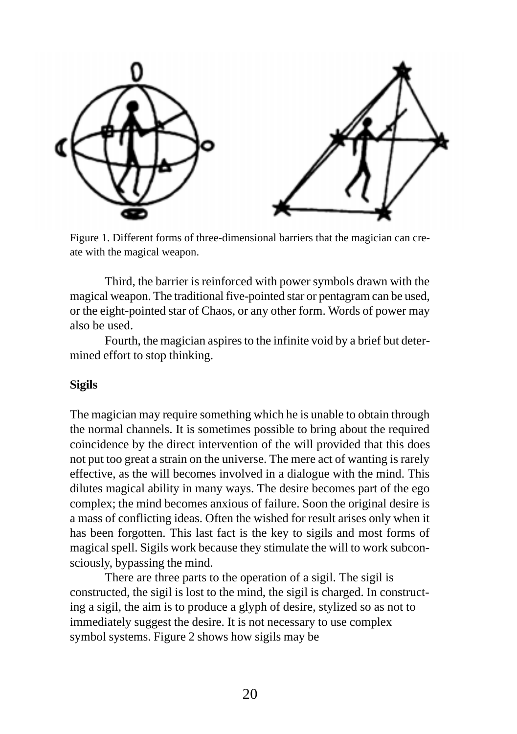Figure 1. Different forms of three-dimensional barriers that the magician can create with the magical weapon.

Third, the barrier is reinforced with power symbols drawn with the magical weapon. The traditional five-pointed star or pentagram can be used, or the eight-pointed star of Chaos, or any other form. Words of power may also be used.

Fourth, the magician aspires to the infinite void by a brief but determined effort to stop thinking.

**Sigils**

The magician may require something which he is unable to obtain through the normal channels. It is sometimes possible to bring about the required coincidence by the direct intervention of the will provided that this does not put too great a strain on the universe. The mere act of wanting is rarely effective, as the will becomes involved in a dialogue with the mind. This dilutes magical ability in many ways. The desire becomes part of the ego complex; the mind becomes anxious of failure. Soon the original desire is a mass of conflicting ideas. Often the wished for result arises only when it has been forgotten. This last fact is the key to sigils and most forms of magical spell. Sigils work because they stimulate the will to work subconsciously, bypassing the mind.

There are three parts to the operation of a sigil. The sigil is constructed, the sigil is lost to the mind, the sigil is charged. In constructing a sigil, the aim is to produce a glyph of desire, stylized so as not to immediately suggest the desire. It is not necessary to use complex symbol systems. Figure 2 shows how sigils may be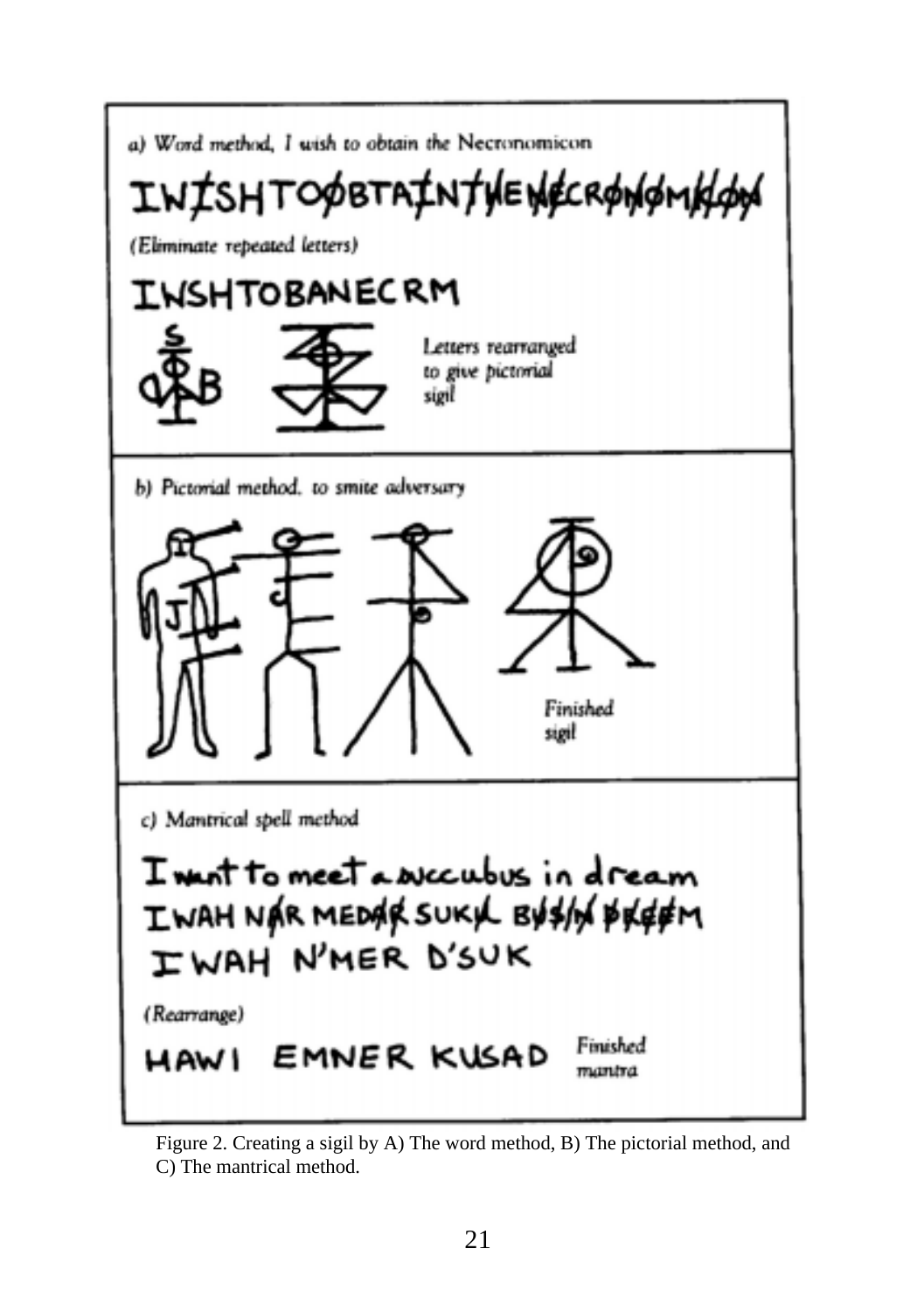a) Word method, I wish to obtain the Necronomicon

INISHTOOBTAINTHENECRONOMICON

(Eliminate repeated letters)

INSHTOBANECRM

Letters rearranged to give pictorial sigil

b) Pictorial method, to smite adversary

Finished sigil

c) Mantrical spell method

I want to meet a succubus in dream

IWAH NAR MEDAR SUKL BUSN DREEM

IWAH N'MER D'SUK

(Rearrange)

HAWI EMNER KUSAD

Finished mantra

Figure 2. Creating a sigil by A) The word method, B) The pictorial method, and C) The mantrical method.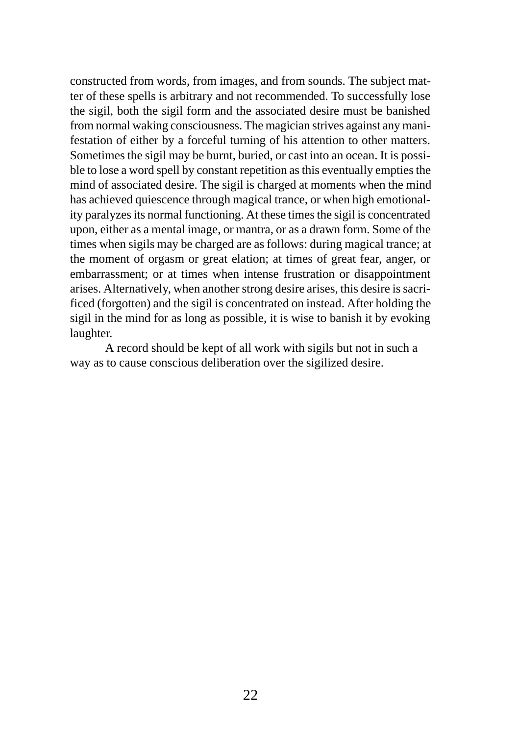constructed from words, from images, and from sounds. The subject matter of these spells is arbitrary and not recommended. To successfully lose the sigil, both the sigil form and the associated desire must be banished from normal waking consciousness. The magician strives against any manifestation of either by a forceful turning of his attention to other matters. Sometimes the sigil may be burnt, buried, or cast into an ocean. It is possible to lose a word spell by constant repetition as this eventually empties the mind of associated desire. The sigil is charged at moments when the mind has achieved quiescence through magical trance, or when high emotionality paralyzes its normal functioning. At these times the sigil is concentrated upon, either as a mental image, or mantra, or as a drawn form. Some of the times when sigils may be charged are as follows: during magical trance; at the moment of orgasm or great elation; at times of great fear, anger, or embarrassment; or at times when intense frustration or disappointment arises. Alternatively, when another strong desire arises, this desire is sacrificed (forgotten) and the sigil is concentrated on instead. After holding the sigil in the mind for as long as possible, it is wise to banish it by evoking laughter.

A record should be kept of all work with sigils but not in such a way as to cause conscious deliberation over the sigilized desire.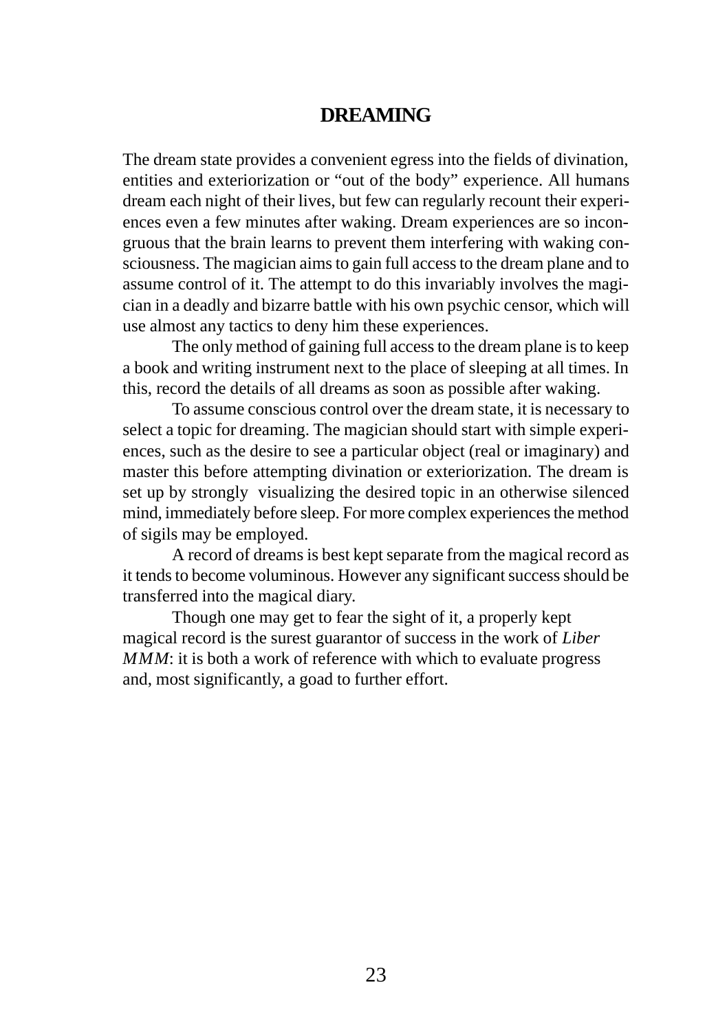## DREAMING

The dream state provides a convenient egress into the fields of divination, entities and exteriorization or "out of the body" experience. All humans dream each night of their lives, but few can regularly recount their experiences even a few minutes after waking. Dream experiences are so incongruous that the brain learns to prevent them interfering with waking consciousness. The magician aims to gain full access to the dream plane and to assume control of it. The attempt to do this invariably involves the magician in a deadly and bizarre battle with his own psychic censor, which will use almost any tactics to deny him these experiences.

The only method of gaining full access to the dream plane is to keep a book and writing instrument next to the place of sleeping at all times. In this, record the details of all dreams as soon as possible after waking.

To assume conscious control over the dream state, it is necessary to select a topic for dreaming. The magician should start with simple experiences, such as the desire to see a particular object (real or imaginary) and master this before attempting divination or exteriorization. The dream is set up by strongly visualizing the desired topic in an otherwise silenced mind, immediately before sleep. For more complex experiences the method of sigils may be employed.

A record of dreams is best kept separate from the magical record as it tends to become voluminous. However any significant success should be transferred into the magical diary.

Though one may get to fear the sight of it, a properly kept magical record is the surest guarantor of success in the work of *Liber MMM*: it is both a work of reference with which to evaluate progress and, most significantly, a goad to further effort.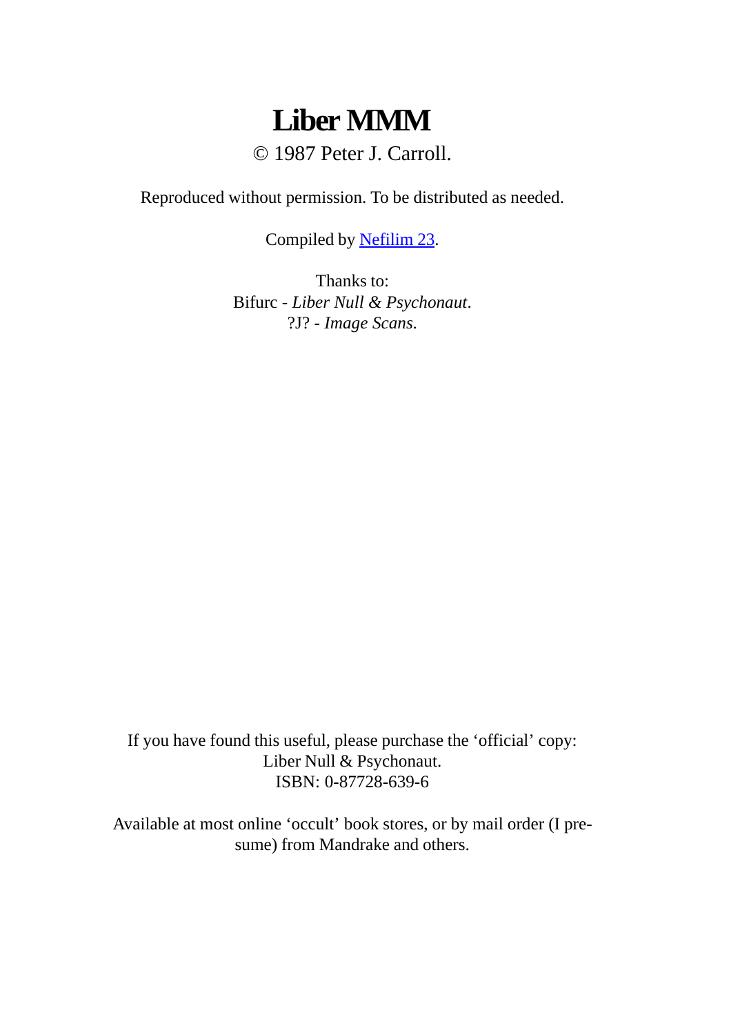# Liber MMM

© 1987 Peter J. Carroll.

Reproduced without permission. To be distributed as needed.

Compiled by Nefilim 23.

Thanks to:
Bifurc - *Liber Null & Psychonaut*.
?J? - *Image Scans*.

If you have found this useful, please purchase the 'official' copy:
Liber Null & Psychonaut.
ISBN: 0-87728-639-6

Available at most online 'occult' book stores, or by mail order (I presume) from Mandrake and others.